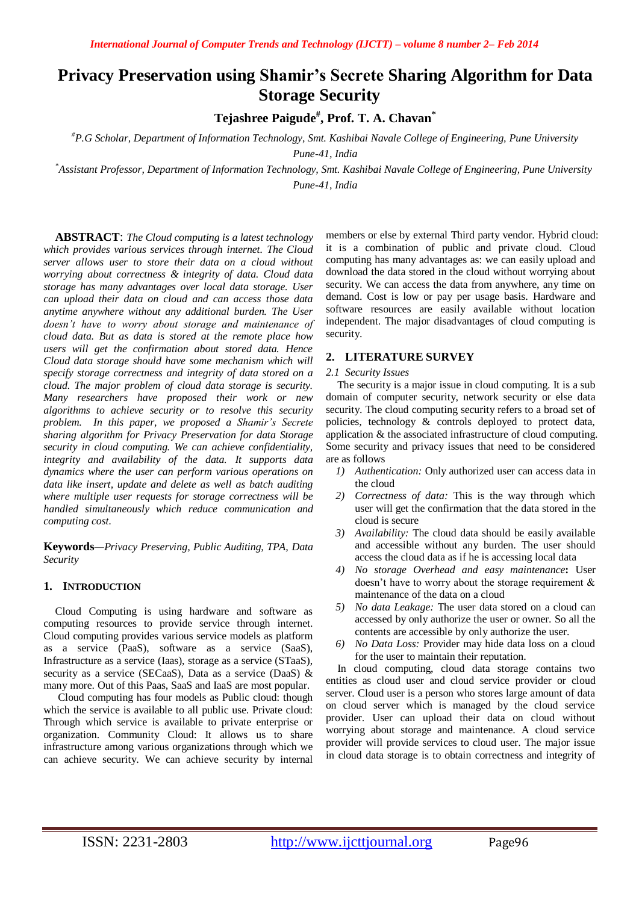# Privacy Preservation using Shamir's Secrete Sharing Algorithm for Data Storage Security

**Tejashree Paigude[#], Prof. T. A. Chavan[*]**

[#]*P.G Scholar, Department of Information Technology, Smt. Kashibai Navale College of Engineering, Pune University Pune-41, India*

[*]*Assistant Professor, Department of Information Technology, Smt. Kashibai Navale College of Engineering, Pune University Pune-41, India*

**ABSTRACT**: *The Cloud computing is a latest technology which provides various services through internet. The Cloud server allows user to store their data on a cloud without worrying about correctness & integrity of data. Cloud data storage has many advantages over local data storage. User can upload their data on cloud and can access those data anytime anywhere without any additional burden. The User doesn't have to worry about storage and maintenance of cloud data. But as data is stored at the remote place how users will get the confirmation about stored data. Hence Cloud data storage should have some mechanism which will specify storage correctness and integrity of data stored on a cloud. The major problem of cloud data storage is security. Many researchers have proposed their work or new algorithms to achieve security or to resolve this security problem. In this paper, we proposed a Shamir's Secrete sharing algorithm for Privacy Preservation for data Storage security in cloud computing. We can achieve confidentiality, integrity and availability of the data. It supports data dynamics where the user can perform various operations on data like insert, update and delete as well as batch auditing where multiple user requests for storage correctness will be handled simultaneously which reduce communication and computing cost.*

**Keywords**—*Privacy Preserving, Public Auditing, TPA, Data Security*

## 1. INTRODUCTION

Cloud Computing is using hardware and software as computing resources to provide service through internet. Cloud computing provides various service models as platform as a service (PaaS), software as a service (SaaS), Infrastructure as a service (Iaas), storage as a service (STaaS), security as a service (SECaaS), Data as a service (DaaS) & many more. Out of this Paas, SaaS and IaaS are most popular.

Cloud computing has four models as Public cloud: though which the service is available to all public use. Private cloud: Through which service is available to private enterprise or organization. Community Cloud: It allows us to share infrastructure among various organizations through which we can achieve security. We can achieve security by internal members or else by external Third party vendor. Hybrid cloud: it is a combination of public and private cloud. Cloud computing has many advantages as: we can easily upload and download the data stored in the cloud without worrying about security. We can access the data from anywhere, any time on demand. Cost is low or pay per usage basis. Hardware and software resources are easily available without location independent. The major disadvantages of cloud computing is security.

## 2. LITERATURE SURVEY

### 2.1 Security Issues

The security is a major issue in cloud computing. It is a sub domain of computer security, network security or else data security. The cloud computing security refers to a broad set of policies, technology & controls deployed to protect data, application & the associated infrastructure of cloud computing. Some security and privacy issues that need to be considered are as follows

1) *Authentication:* Only authorized user can access data in the cloud
2) *Correctness of data:* This is the way through which user will get the confirmation that the data stored in the cloud is secure
3) *Availability:* The cloud data should be easily available and accessible without any burden. The user should access the cloud data as if he is accessing local data
4) *No storage Overhead and easy maintenance***:** User doesn't have to worry about the storage requirement & maintenance of the data on a cloud
5) *No data Leakage:* The user data stored on a cloud can accessed by only authorize the user or owner. So all the contents are accessible by only authorize the user.
6) *No Data Loss:* Provider may hide data loss on a cloud for the user to maintain their reputation.

In cloud computing, cloud data storage contains two entities as cloud user and cloud service provider or cloud server. Cloud user is a person who stores large amount of data on cloud server which is managed by the cloud service provider. User can upload their data on cloud without worrying about storage and maintenance. A cloud service provider will provide services to cloud user. The major issue in cloud data storage is to obtain correctness and integrity of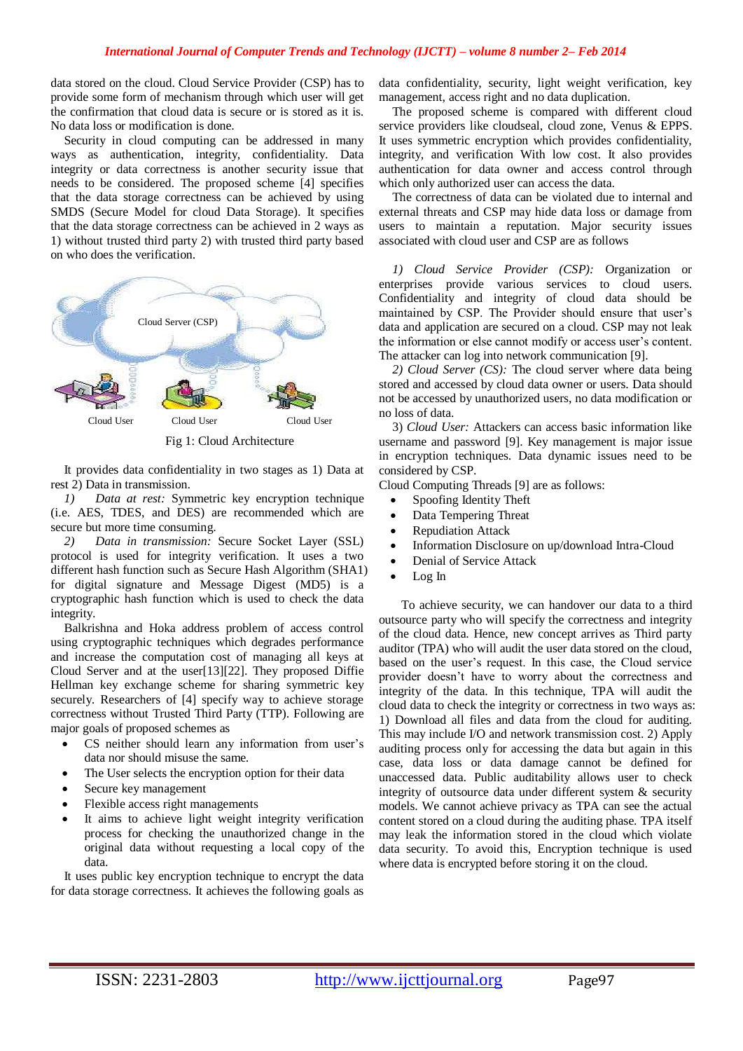data stored on the cloud. Cloud Service Provider (CSP) has to provide some form of mechanism through which user will get the confirmation that cloud data is secure or is stored as it is. No data loss or modification is done.

Security in cloud computing can be addressed in many ways as authentication, integrity, confidentiality. Data integrity or data correctness is another security issue that needs to be considered. The proposed scheme [4] specifies that the data storage correctness can be achieved by using SMDS (Secure Model for cloud Data Storage). It specifies that the data storage correctness can be achieved in 2 ways as 1) without trusted third party 2) with trusted third party based on who does the verification.

Cloud Server (CSP)

Cloud User Cloud User Cloud User

Fig 1: Cloud Architecture

It provides data confidentiality in two stages as 1) Data at rest 2) Data in transmission.

*1) Data at rest:* Symmetric key encryption technique (i.e. AES, TDES, and DES) are recommended which are secure but more time consuming.

*2) Data in transmission:* Secure Socket Layer (SSL) protocol is used for integrity verification. It uses a two different hash function such as Secure Hash Algorithm (SHA1) for digital signature and Message Digest (MD5) is a cryptographic hash function which is used to check the data integrity.

Balkrishna and Hoka address problem of access control using cryptographic techniques which degrades performance and increase the computation cost of managing all keys at Cloud Server and at the user[13][22]. They proposed Diffie Hellman key exchange scheme for sharing symmetric key securely. Researchers of [4] specify way to achieve storage correctness without Trusted Third Party (TTP). Following are major goals of proposed schemes as

- CS neither should learn any information from user's data nor should misuse the same.
- The User selects the encryption option for their data
- Secure key management
- Flexible access right managements
- It aims to achieve light weight integrity verification process for checking the unauthorized change in the original data without requesting a local copy of the data.

It uses public key encryption technique to encrypt the data for data storage correctness. It achieves the following goals as data confidentiality, security, light weight verification, key management, access right and no data duplication.

The proposed scheme is compared with different cloud service providers like cloudseal, cloud zone, Venus & EPPS. It uses symmetric encryption which provides confidentiality, integrity, and verification With low cost. It also provides authentication for data owner and access control through which only authorized user can access the data.

The correctness of data can be violated due to internal and external threats and CSP may hide data loss or damage from users to maintain a reputation. Major security issues associated with cloud user and CSP are as follows

*1) Cloud Service Provider (CSP):* Organization or enterprises provide various services to cloud users. Confidentiality and integrity of cloud data should be maintained by CSP. The Provider should ensure that user's data and application are secured on a cloud. CSP may not leak the information or else cannot modify or access user's content. The attacker can log into network communication [9].

*2) Cloud Server (CS):* The cloud server where data being stored and accessed by cloud data owner or users. Data should not be accessed by unauthorized users, no data modification or no loss of data.

3) *Cloud User:* Attackers can access basic information like username and password [9]. Key management is major issue in encryption techniques. Data dynamic issues need to be considered by CSP.

Cloud Computing Threads [9] are as follows:

- Spoofing Identity Theft
- Data Tempering Threat
- Repudiation Attack
- Information Disclosure on up/download Intra-Cloud
- Denial of Service Attack
- Log In

To achieve security, we can handover our data to a third outsource party who will specify the correctness and integrity of the cloud data. Hence, new concept arrives as Third party auditor (TPA) who will audit the user data stored on the cloud, based on the user's request. In this case, the Cloud service provider doesn't have to worry about the correctness and integrity of the data. In this technique, TPA will audit the cloud data to check the integrity or correctness in two ways as: 1) Download all files and data from the cloud for auditing. This may include I/O and network transmission cost. 2) Apply auditing process only for accessing the data but again in this case, data loss or data damage cannot be defined for unaccessed data. Public auditability allows user to check integrity of outsource data under different system & security models. We cannot achieve privacy as TPA can see the actual content stored on a cloud during the auditing phase. TPA itself may leak the information stored in the cloud which violate data security. To avoid this, Encryption technique is used where data is encrypted before storing it on the cloud.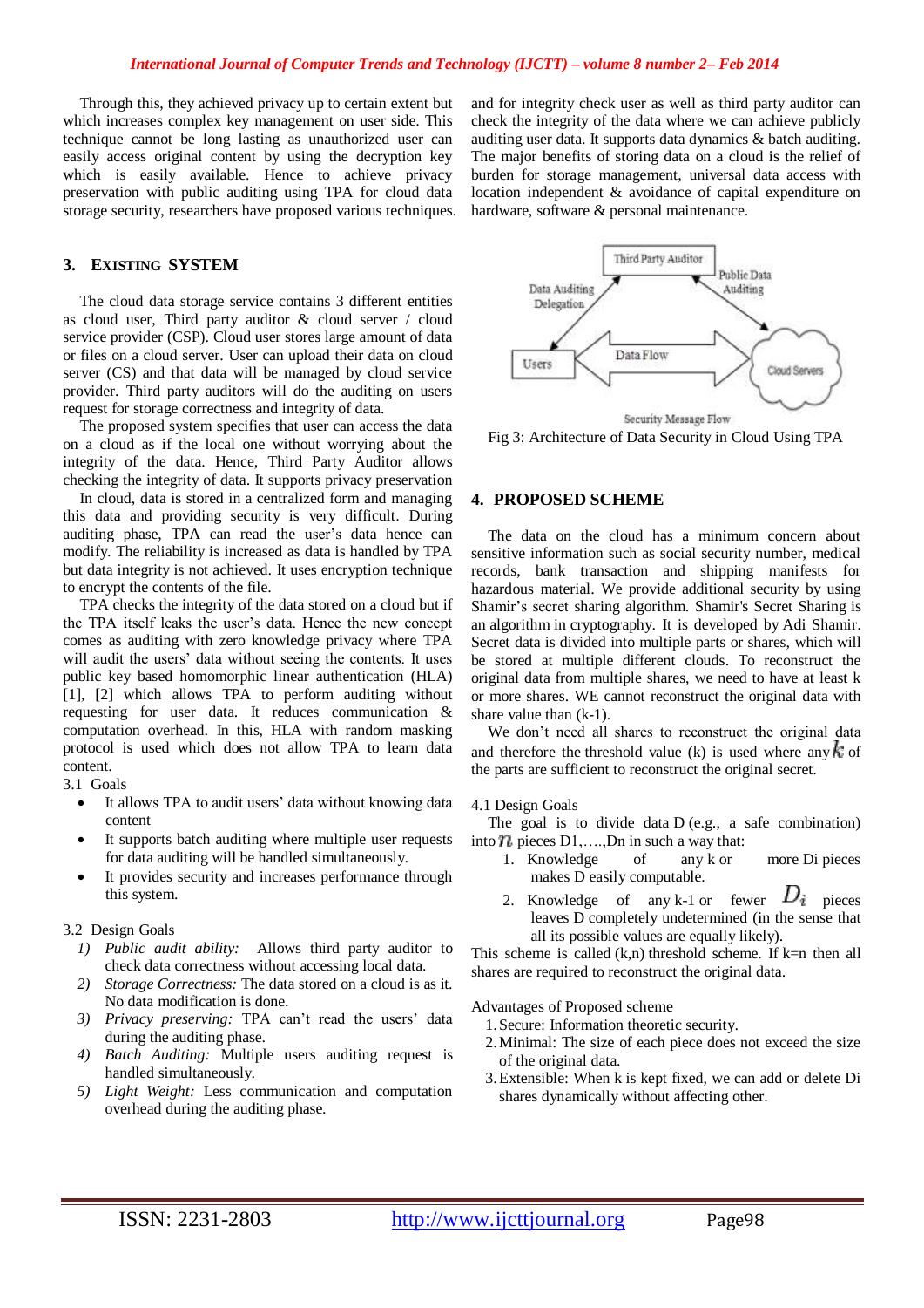Through this, they achieved privacy up to certain extent but which increases complex key management on user side. This technique cannot be long lasting as unauthorized user can easily access original content by using the decryption key which is easily available. Hence to achieve privacy preservation with public auditing using TPA for cloud data storage security, researchers have proposed various techniques.

## 3. EXISTING SYSTEM

The cloud data storage service contains 3 different entities as cloud user, Third party auditor & cloud server / cloud service provider (CSP). Cloud user stores large amount of data or files on a cloud server. User can upload their data on cloud server (CS) and that data will be managed by cloud service provider. Third party auditors will do the auditing on users request for storage correctness and integrity of data.

The proposed system specifies that user can access the data on a cloud as if the local one without worrying about the integrity of the data. Hence, Third Party Auditor allows checking the integrity of the data. It supports privacy preservation

In cloud, data is stored in a centralized form and managing this data and providing security is very difficult. During auditing phase, TPA can read the user's data hence can modify. The reliability is increased as data is handled by TPA but data integrity is not achieved. It uses encryption technique to encrypt the contents of the file.

TPA checks the integrity of the data stored on a cloud but if the TPA itself leaks the user's data. Hence the new concept comes as auditing with zero knowledge privacy where TPA will audit the users' data without seeing the contents. It uses public key based homomorphic linear authentication (HLA) [1], [2] which allows TPA to perform auditing without requesting for user data. It reduces communication & computation overhead. In this, HLA with random masking protocol is used which does not allow TPA to learn data content.

3.1 Goals

- It allows TPA to audit users' data without knowing data content
- It supports batch auditing where multiple user requests for data auditing will be handled simultaneously.
- It provides security and increases performance through this system.

3.2 Design Goals

1) *Public audit ability:* Allows third party auditor to check data correctness without accessing local data.
2) *Storage Correctness:* The data stored on a cloud is as it. No data modification is done.
3) *Privacy preserving:* TPA can't read the users' data during the auditing phase.
4) *Batch Auditing:* Multiple users auditing request is handled simultaneously.
5) *Light Weight:* Less communication and computation overhead during the auditing phase.

and for integrity check user as well as third party auditor can check the integrity of the data where we can achieve publicly auditing user data. It supports data dynamics & batch auditing. The major benefits of storing data on a cloud is the relief of burden for storage management, universal data access with location independent & avoidance of capital expenditure on hardware, software & personal maintenance.

Fig 3: Architecture of Data Security in Cloud Using TPA

## 4. PROPOSED SCHEME

The data on the cloud has a minimum concern about sensitive information such as social security number, medical records, bank transaction and shipping manifests for hazardous material. We provide additional security by using Shamir's secret sharing algorithm. Shamir's Secret Sharing is an algorithm in cryptography. It is developed by Adi Shamir. Secret data is divided into multiple parts or shares, which will be stored at multiple different clouds. To reconstruct the original data from multiple shares, we need to have at least k or more shares. WE cannot reconstruct the original data with share value than (k-1).

We don't need all shares to reconstruct the original data and therefore the threshold value (k) is used where any $k$ of the parts are sufficient to reconstruct the original secret.

4.1 Design Goals

The goal is to divide data D (e.g., a safe combination) into $n$ pieces D1,….,Dn in such a way that:

1. Knowledge of any k or more Di pieces makes D easily computable.
2. Knowledge of any k-1 or fewer $D_i$ pieces leaves D completely undetermined (in the sense that all its possible values are equally likely).

This scheme is called (k,n) threshold scheme. If k=n then all shares are required to reconstruct the original data.

Advantages of Proposed scheme

1. Secure: Information theoretic security.
2. Minimal: The size of each piece does not exceed the size of the original data.
3. Extensible: When k is kept fixed, we can add or delete Di shares dynamically without affecting other.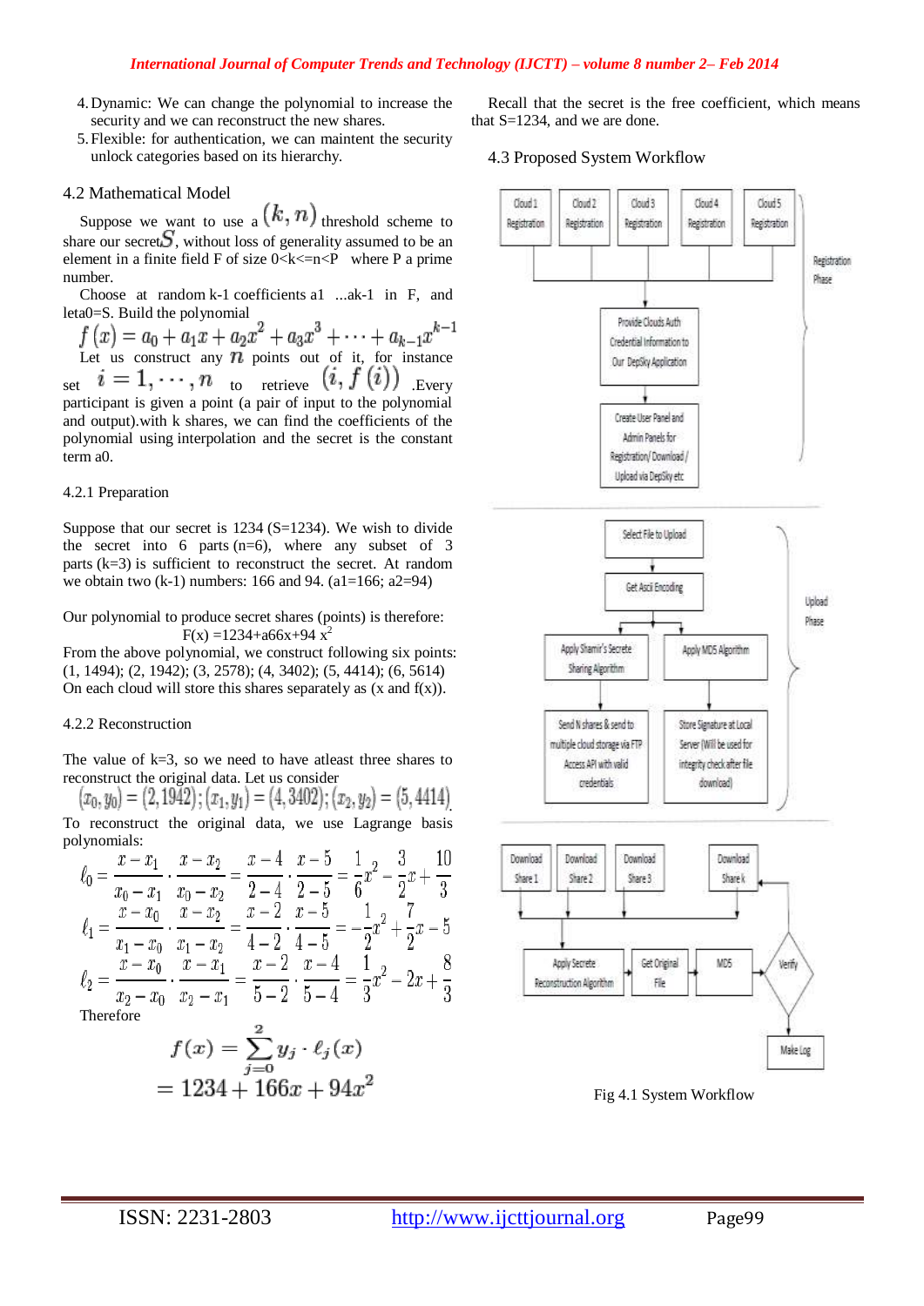4. Dynamic: We can change the polynomial to increase the security and we can reconstruct the new shares.
5. Flexible: for authentication, we can maintent the security unlock categories based on its hierarchy.

## 4.2 Mathematical Model

Suppose we want to use a $(k, n)$ threshold scheme to share our secret $S$, without loss of generality assumed to be an element in a finite field F of size 0<k<=n<P where P a prime number.

Choose at random k-1 coefficients a1 ...ak-1 in F, and leta0=S. Build the polynomial

$$f(x) = a_0 + a_1x + a_2x^2 + a_3x^3 + \cdots + a_{k-1}x^{k-1}$$

Let us construct any $n$ points out of it, for instance set $i = 1, \cdots, n$ to retrieve $(i, f(i))$ .Every participant is given a point (a pair of input to the polynomial and output).with k shares, we can find the coefficients of the polynomial using interpolation and the secret is the constant term a0.

### 4.2.1 Preparation

Suppose that our secret is 1234 (S=1234). We wish to divide the secret into 6 parts (n=6), where any subset of 3 parts (k=3) is sufficient to reconstruct the secret. At random we obtain two (k-1) numbers: 166 and 94. (a1=166; a2=94)

Our polynomial to produce secret shares (points) is therefore:

$$F(x) = 1234 + a66x + 94x^2$$

From the above polynomial, we construct following six points: (1, 1494); (2, 1942); (3, 2578); (4, 3402); (5, 4414); (6, 5614)
On each cloud will store this shares separately as (x and f(x)).

### 4.2.2 Reconstruction

The value of k=3, so we need to have atleast three shares to reconstruct the original data. Let us consider

$$(x_0, y_0) = (2, 1942); (x_1, y_1) = (4, 3402); (x_2, y_2) = (5, 4414)$$

To reconstruct the original data, we use Lagrange basis polynomials:

$$\ell_0 = \frac{x - x_1}{x_0 - x_1} \cdot \frac{x - x_2}{x_0 - x_2} = \frac{x - 4}{2 - 4} \cdot \frac{x - 5}{2 - 5} = \frac{1}{6}x^2 - \frac{3}{2}x + \frac{10}{3}$$

$$\ell_1 = \frac{x - x_0}{x_1 - x_0} \cdot \frac{x - x_2}{x_1 - x_2} = \frac{x - 2}{4 - 2} \cdot \frac{x - 5}{4 - 5} = -\frac{1}{2}x^2 + \frac{7}{2}x - 5$$

$$\ell_2 = \frac{x - x_0}{x_2 - x_0} \cdot \frac{x - x_1}{x_2 - x_1} = \frac{x - 2}{5 - 2} \cdot \frac{x - 4}{5 - 4} = \frac{1}{3}x^2 - 2x + \frac{8}{3}$$

Therefore

$$f(x) = \sum_{j=0}^{2} y_j \cdot \ell_j(x)$$
$$= 1234 + 166x + 94x^2$$

Recall that the secret is the free coefficient, which means that S=1234, and we are done.

## 4.3 Proposed System Workflow

Fig 4.1 System Workflow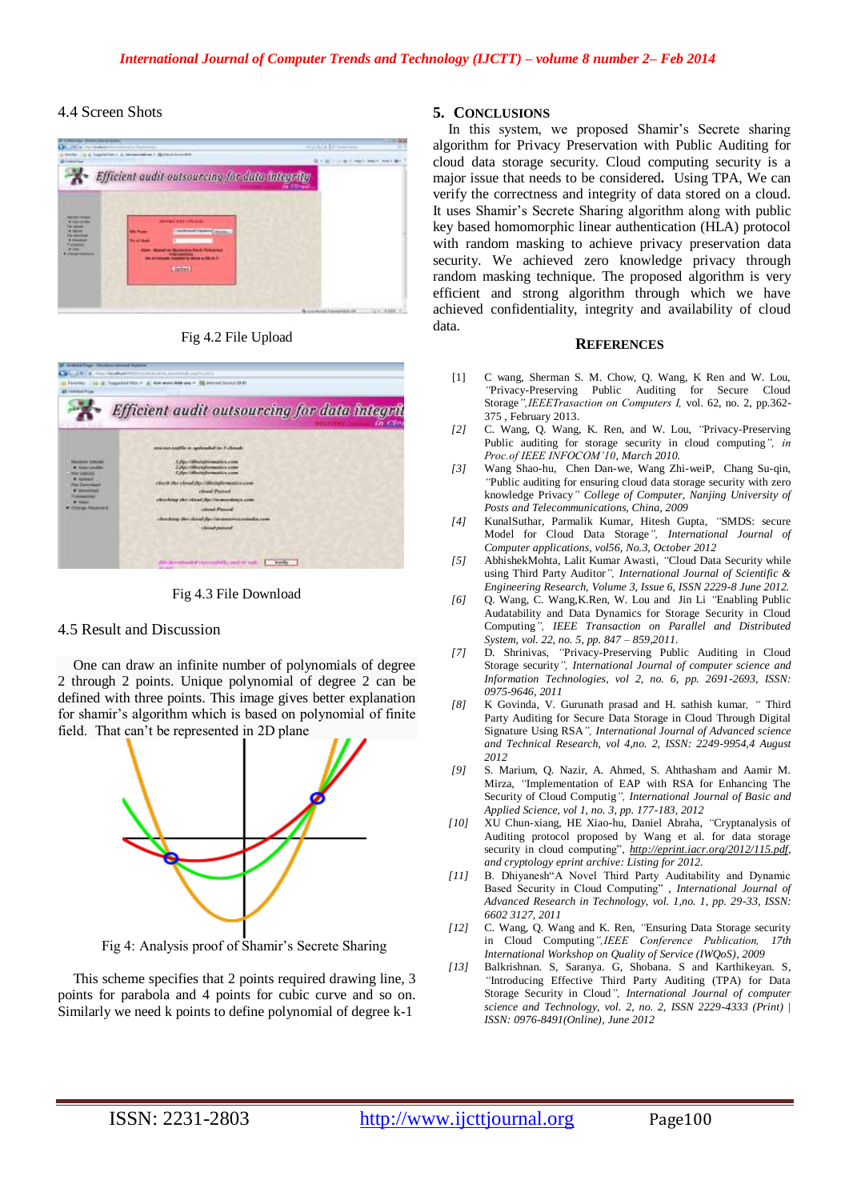### 4.4 Screen Shots

Fig 4.2 File Upload

Fig 4.3 File Download

### 4.5 Result and Discussion

One can draw an infinite number of polynomials of degree 2 through 2 points. Unique polynomial of degree 2 can be defined with three points. This image gives better explanation for shamir's algorithm which is based on polynomial of finite field. That can't be represented in 2D plane

Fig 4: Analysis proof of Shamir's Secrete Sharing

This scheme specifies that 2 points required drawing line, 3 points for parabola and 4 points for cubic curve and so on. Similarly we need k points to define polynomial of degree k-1

## 5. CONCLUSIONS

In this system, we proposed Shamir's Secrete sharing algorithm for Privacy Preservation with Public Auditing for cloud data storage security. Cloud computing security is a major issue that needs to be considered**.** Using TPA, We can verify the correctness and integrity of data stored on a cloud. It uses Shamir's Secrete Sharing algorithm along with public key based homomorphic linear authentication (HLA) protocol with random masking to achieve privacy preservation data security. We achieved zero knowledge privacy through random masking technique. The proposed algorithm is very efficient and strong algorithm through which we have achieved confidentiality, integrity and availability of cloud data.

## REFERENCES

[1] C wang, Sherman S. M. Chow, Q. Wang, K Ren and W. Lou, "Privacy-Preserving Public Auditing for Secure Cloud Storage*",IEEETrasaction on Computers I,* vol. 62, no. 2, pp.362-375 , February 2013.

[2] C. Wang, Q. Wang, K. Ren, and W. Lou, "Privacy-Preserving Public auditing for storage security in cloud computing*", in Proc.of IEEE INFOCOM'10, March 2010.*

[3] Wang Shao-hu, Chen Dan-we, Wang Zhi-weiP, Chang Su-qin, "Public auditing for ensuring cloud data storage security with zero knowledge Privacy*" College of Computer, Nanjing University of Posts and Telecommunications, China, 2009*

[4] KunalSuthar, Parmalik Kumar, Hitesh Gupta, "SMDS: secure Model for Cloud Data Storage*", International Journal of Computer applications, vol56, No.3, October 2012*

[5] AbhishekMohta, Lalit Kumar Awasti, "Cloud Data Security while using Third Party Auditor*", International Journal of Scientific & Engineering Research, Volume 3, Issue 6, ISSN 2229-8 June 2012.*

[6] Q. Wang, C. Wang,K.Ren, W. Lou and Jin Li "Enabling Public Audatability and Data Dynamics for Storage Security in Cloud Computing*", IEEE Transaction on Parallel and Distributed System, vol. 22, no. 5, pp. 847 – 859,2011.*

[7] D. Shrinivas, "Privacy-Preserving Public Auditing in Cloud Storage security*", International Journal of computer science and Information Technologies, vol 2, no. 6, pp. 2691-2693, ISSN: 0975-9646, 2011*

[8] K Govinda, V. Gurunath prasad and H. sathish kumar, " Third Party Auditing for Secure Data Storage in Cloud Through Digital Signature Using RSA*", International Journal of Advanced science and Technical Research, vol 4,no. 2, ISSN: 2249-9954,4 August 2012*

[9] S. Marium, Q. Nazir, A. Ahmed, S. Ahthasham and Aamir M. Mirza, "Implementation of EAP with RSA for Enhancing The Security of Cloud Computig*", International Journal of Basic and Applied Science, vol 1, no. 3, pp. 177-183, 2012*

[10] XU Chun-xiang, HE Xiao-hu, Daniel Abraha, "Cryptanalysis of Auditing protocol proposed by Wang et al. for data storage security in cloud computing", *http://eprint.iacr.org/2012/115.pdf, and cryptology eprint archive: Listing for 2012.*

[11] B. Dhiyanesh"A Novel Third Party Auditability and Dynamic Based Security in Cloud Computing" , *International Journal of Advanced Research in Technology, vol. 1,no. 1, pp. 29-33, ISSN: 6602 3127, 2011*

[12] C. Wang, Q. Wang and K. Ren, "Ensuring Data Storage security in Cloud Computing*",IEEE Conference Publication, 17th International Workshop on Quality of Service (IWQoS), 2009*

[13] Balkrishnan. S, Saranya. G, Shobana. S and Karthikeyan. S, "Introducing Effective Third Party Auditing (TPA) for Data Storage Security in Cloud*", International Journal of computer science and Technology, vol. 2, no. 2, ISSN 2229-4333 (Print) | ISSN: 0976-8491(Online), June 2012*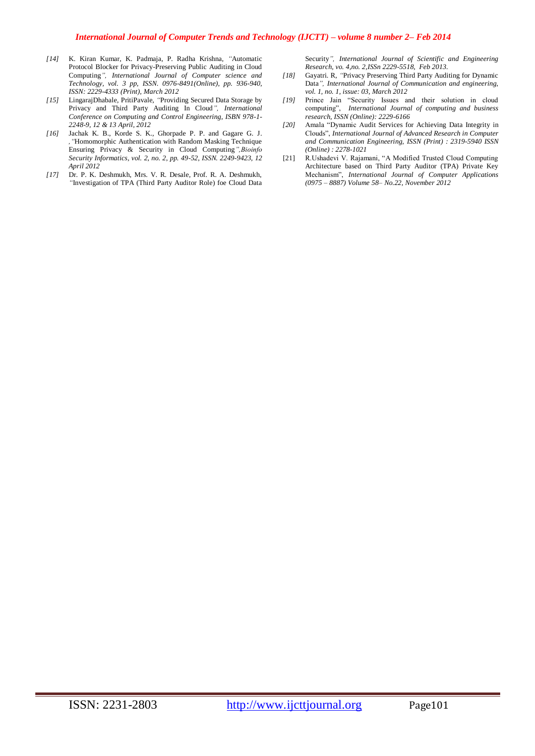[14] K. Kiran Kumar, K. Padmaja, P. Radha Krishna, *"*Automatic Protocol Blocker for Privacy-Preserving Public Auditing in Cloud Computing*", International Journal of Computer science and Technology, vol. 3 pp, ISSN. 0976-8491(Online), pp. 936-940, ISSN: 2229-4333 (Print), March 2012*

[15] LingarajDhabale, PritiPavale, *"*Providing Secured Data Storage by Privacy and Third Party Auditing In Cloud*", International Conference on Computing and Control Engineering, ISBN 978-1-2248-9, 12 & 13 April, 2012*

[16] Jachak K. B., Korde S. K., Ghorpade P. P. and Gagare G. J. *,"*Homomorphic Authentication with Random Masking Technique Ensuring Privacy & Security in Cloud Computing*",Bioinfo Security Informatics, vol. 2, no. 2, pp. 49-52, ISSN. 2249-9423, 12 April 2012*

[17] Dr. P. K. Deshmukh, Mrs. V. R. Desale, Prof. R. A. Deshmukh, *"*Investigation of TPA (Third Party Auditor Role) foe Cloud Data Security*", International Journal of Scientific and Engineering Research, vo. 4,no. 2,ISSn 2229-5518, Feb 2013.*

[18] Gayatri. R, *"*Privacy Preserving Third Party Auditing for Dynamic Data*", International Journal of Communication and engineering, vol. 1, no. 1, issue: 03, March 2012*

[19] Prince Jain "Security Issues and their solution in cloud computing", *International Journal of computing and business research, ISSN (Online): 2229-6166*

[20] Amala "Dynamic Audit Services for Achieving Data Integrity in Clouds", *International Journal of Advanced Research in Computer and Communication Engineering, ISSN (Print) : 2319-5940 ISSN (Online) : 2278-1021*

[21] R.Ushadevi V. Rajamani, "A Modified Trusted Cloud Computing Architecture based on Third Party Auditor (TPA) Private Key Mechanism", *International Journal of Computer Applications (0975 – 8887) Volume 58– No.22, November 2012*